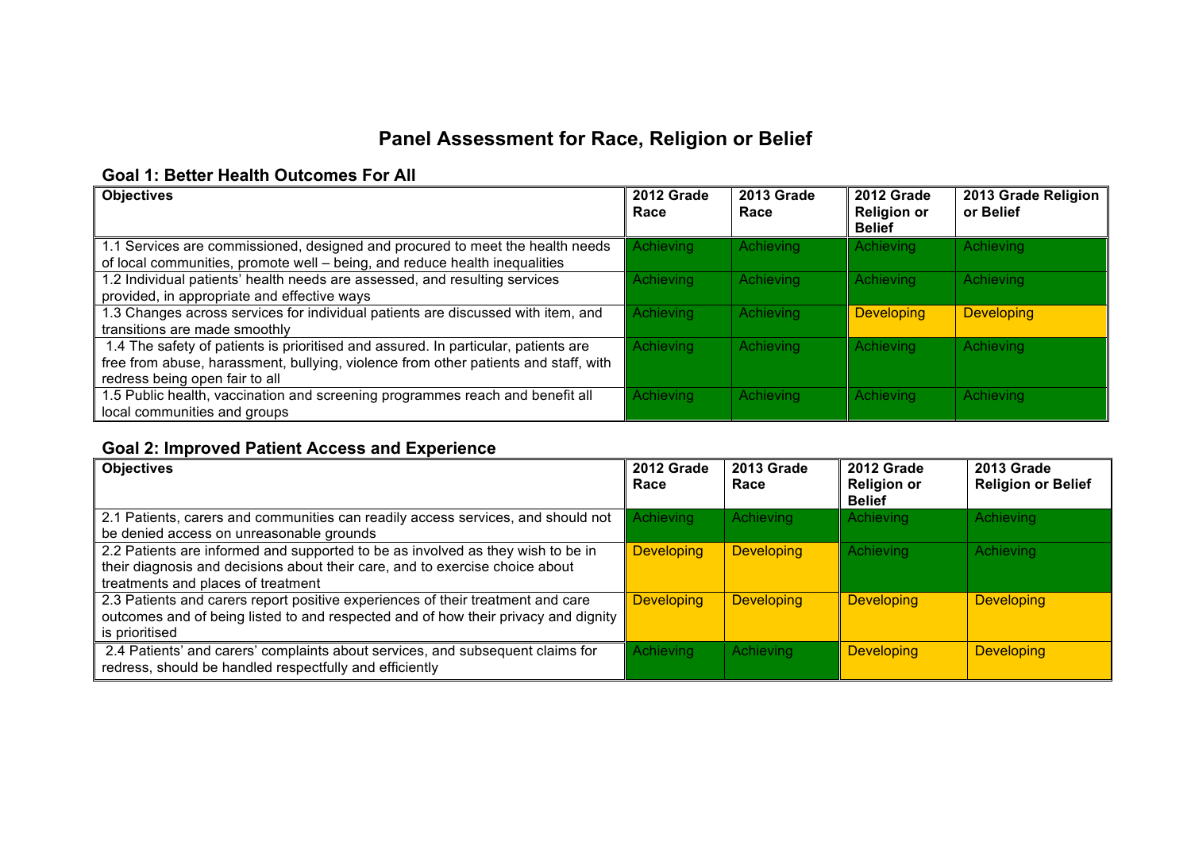# Panel Assessment for Race, Religion or Belief

## Goal 1: Better Health Outcomes For All

| Objectives | 2012 Grade Race | 2013 Grade Race | 2012 Grade Religion or Belief | 2013 Grade Religion or Belief |
|---|---|---|---|---|
| 1.1 Services are commissioned, designed and procured to meet the health needs of local communities, promote well – being, and reduce health inequalities | Achieving | Achieving | Achieving | Achieving |
| 1.2 Individual patients' health needs are assessed, and resulting services provided, in appropriate and effective ways | Achieving | Achieving | Achieving | Achieving |
| 1.3 Changes across services for individual patients are discussed with item, and transitions are made smoothly | Achieving | Achieving | Developing | Developing |
| 1.4 The safety of patients is prioritised and assured. In particular, patients are free from abuse, harassment, bullying, violence from other patients and staff, with redress being open fair to all | Achieving | Achieving | Achieving | Achieving |
| 1.5 Public health, vaccination and screening programmes reach and benefit all local communities and groups | Achieving | Achieving | Achieving | Achieving |

## Goal 2: Improved Patient Access and Experience

| Objectives | 2012 Grade Race | 2013 Grade Race | 2012 Grade Religion or Belief | 2013 Grade Religion or Belief |
|---|---|---|---|---|
| 2.1 Patients, carers and communities can readily access services, and should not be denied access on unreasonable grounds | Achieving | Achieving | Achieving | Achieving |
| 2.2 Patients are informed and supported to be as involved as they wish to be in their diagnosis and decisions about their care, and to exercise choice about treatments and places of treatment | Developing | Developing | Achieving | Achieving |
| 2.3 Patients and carers report positive experiences of their treatment and care outcomes and of being listed to and respected and of how their privacy and dignity is prioritised | Developing | Developing | Developing | Developing |
| 2.4 Patients' and carers' complaints about services, and subsequent claims for redress, should be handled respectfully and efficiently | Achieving | Achieving | Developing | Developing |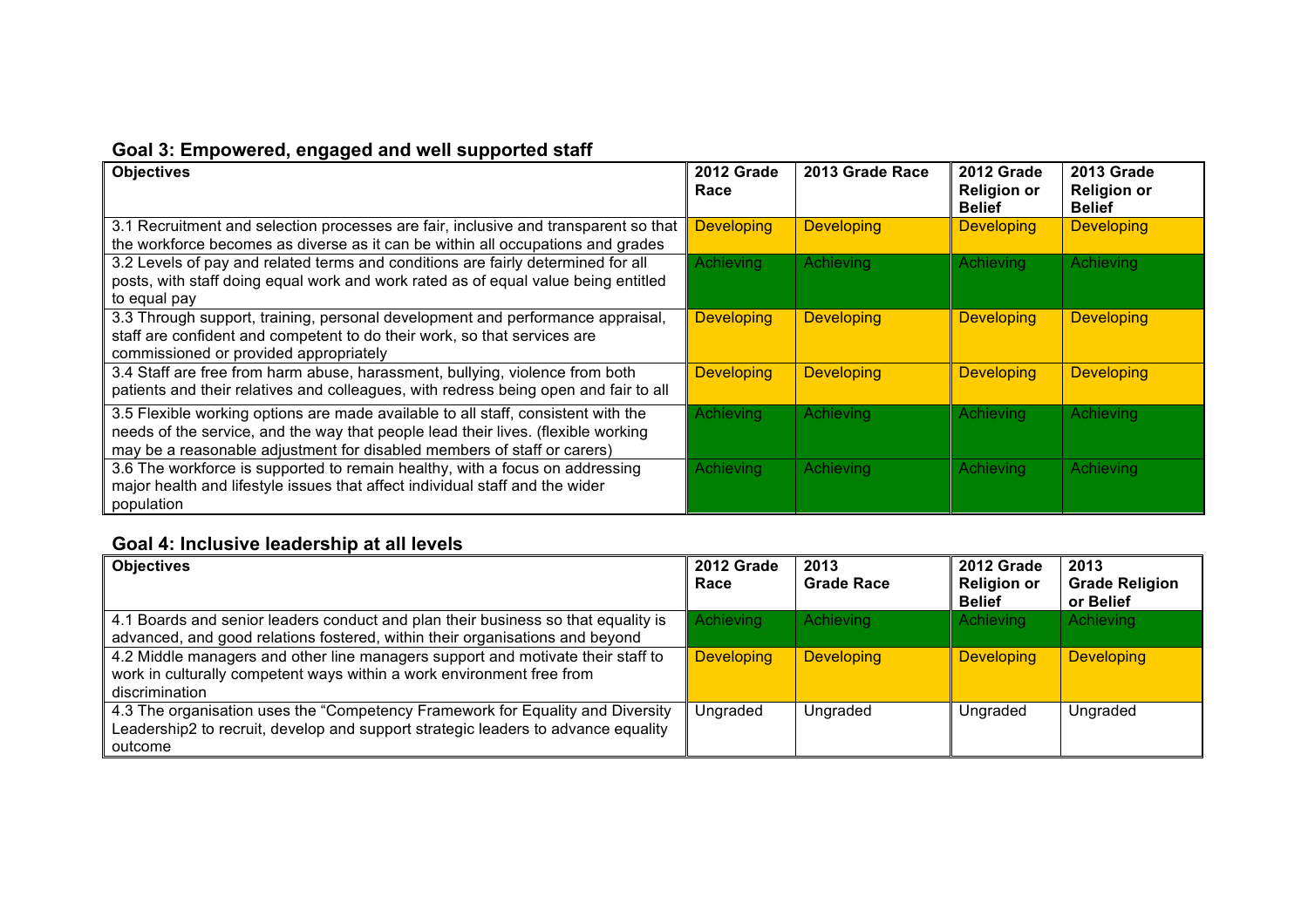## Goal 3: Empowered, engaged and well supported staff

| Objectives | 2012 Grade Race | 2013 Grade Race | 2012 Grade Religion or Belief | 2013 Grade Religion or Belief |
|---|---|---|---|---|
| 3.1 Recruitment and selection processes are fair, inclusive and transparent so that the workforce becomes as diverse as it can be within all occupations and grades | Developing | Developing | Developing | Developing |
| 3.2 Levels of pay and related terms and conditions are fairly determined for all posts, with staff doing equal work and work rated as of equal value being entitled to equal pay | Achieving | Achieving | Achieving | Achieving |
| 3.3 Through support, training, personal development and performance appraisal, staff are confident and competent to do their work, so that services are commissioned or provided appropriately | Developing | Developing | Developing | Developing |
| 3.4 Staff are free from harm abuse, harassment, bullying, violence from both patients and their relatives and colleagues, with redress being open and fair to all | Developing | Developing | Developing | Developing |
| 3.5 Flexible working options are made available to all staff, consistent with the needs of the service, and the way that people lead their lives. (flexible working may be a reasonable adjustment for disabled members of staff or carers) | Achieving | Achieving | Achieving | Achieving |
| 3.6 The workforce is supported to remain healthy, with a focus on addressing major health and lifestyle issues that affect individual staff and the wider population | Achieving | Achieving | Achieving | Achieving |

## Goal 4: Inclusive leadership at all levels

| Objectives | 2012 Grade Race | 2013 Grade Race | 2012 Grade Religion or Belief | 2013 Grade Religion or Belief |
|---|---|---|---|---|
| 4.1 Boards and senior leaders conduct and plan their business so that equality is advanced, and good relations fostered, within their organisations and beyond | Achieving | Achieving | Achieving | Achieving |
| 4.2 Middle managers and other line managers support and motivate their staff to work in culturally competent ways within a work environment free from discrimination | Developing | Developing | Developing | Developing |
| 4.3 The organisation uses the "Competency Framework for Equality and Diversity Leadership2 to recruit, develop and support strategic leaders to advance equality outcome | Ungraded | Ungraded | Ungraded | Ungraded |